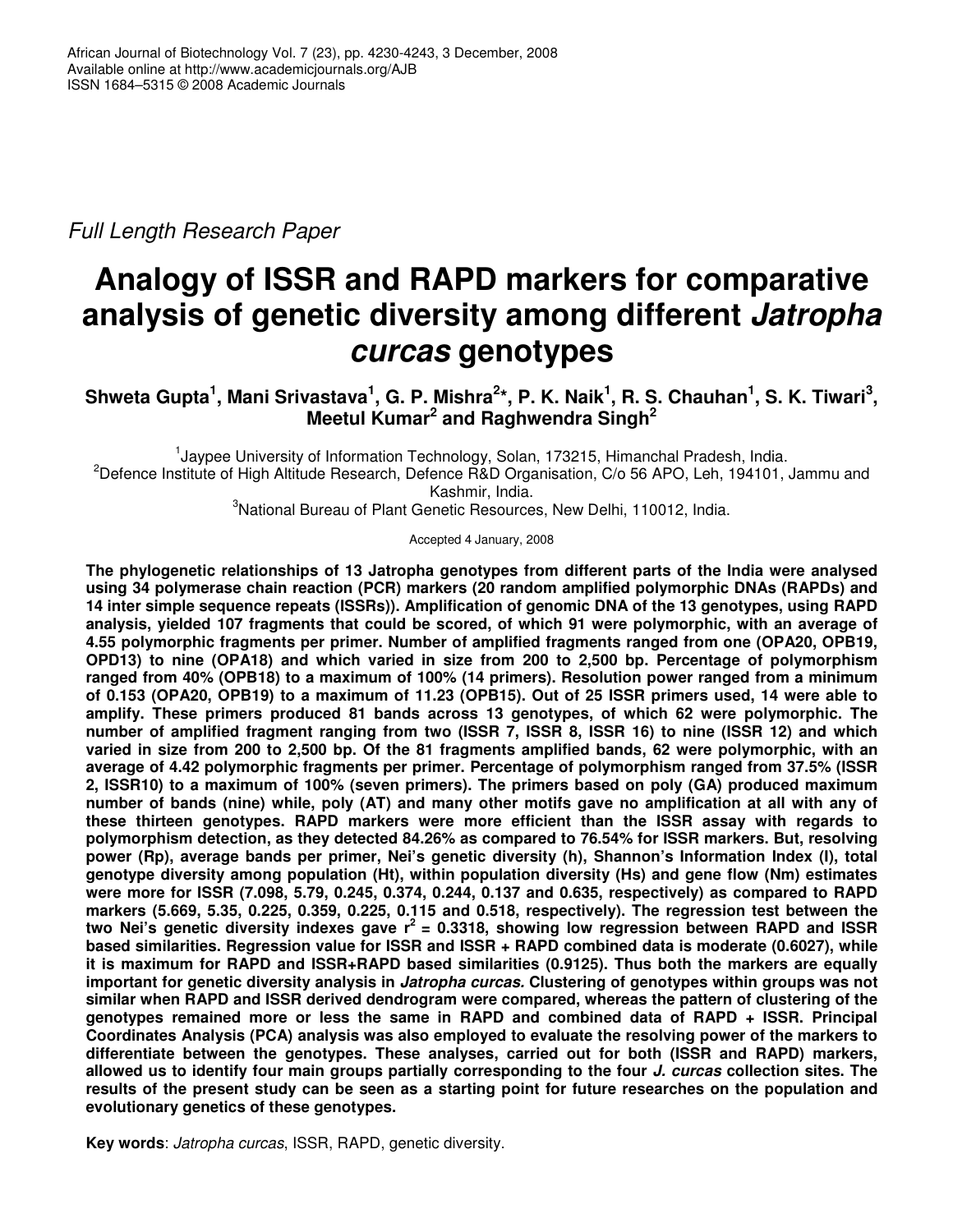*Full Length Research Paper*

# Analogy of ISSR and RAPD markers for comparative analysis of genetic diversity among different *Jatropha curcas* genotypes

**Shweta Gupta[1], Mani Srivastava[1], G. P. Mishra[2]*, P. K. Naik[1], R. S. Chauhan[1], S. K. Tiwari[3], Meetul Kumar[2] and Raghwendra Singh[2]**

[1]Jaypee University of Information Technology, Solan, 173215, Himanchal Pradesh, India.
[2]Defence Institute of High Altitude Research, Defence R&D Organisation, C/o 56 APO, Leh, 194101, Jammu and Kashmir, India.
[3]National Bureau of Plant Genetic Resources, New Delhi, 110012, India.

Accepted 4 January, 2008

**The phylogenetic relationships of 13 Jatropha genotypes from different parts of the India were analysed using 34 polymerase chain reaction (PCR) markers (20 random amplified polymorphic DNAs (RAPDs) and 14 inter simple sequence repeats (ISSRs)). Amplification of genomic DNA of the 13 genotypes, using RAPD analysis, yielded 107 fragments that could be scored, of which 91 were polymorphic, with an average of 4.55 polymorphic fragments per primer. Number of amplified fragments ranged from one (OPA20, OPB19, OPD13) to nine (OPA18) and which varied in size from 200 to 2,500 bp. Percentage of polymorphism ranged from 40% (OPB18) to a maximum of 100% (14 primers). Resolution power ranged from a minimum of 0.153 (OPA20, OPB19) to a maximum of 11.23 (OPB15). Out of 25 ISSR primers used, 14 were able to amplify. These primers produced 81 bands across 13 genotypes, of which 62 were polymorphic. The number of amplified fragment ranging from two (ISSR 7, ISSR 8, ISSR 16) to nine (ISSR 12) and which varied in size from 200 to 2,500 bp. Of the 81 fragments amplified bands, 62 were polymorphic, with an average of 4.42 polymorphic fragments per primer. Percentage of polymorphism ranged from 37.5% (ISSR 2, ISSR10) to a maximum of 100% (seven primers). The primers based on poly (GA) produced maximum number of bands (nine) while, poly (AT) and many other motifs gave no amplification at all with any of these thirteen genotypes. RAPD markers were more efficient than the ISSR assay with regards to polymorphism detection, as they detected 84.26% as compared to 76.54% for ISSR markers. But, resolving power (Rp), average bands per primer, Nei's genetic diversity (h), Shannon's Information Index (I), total genotype diversity among population (Ht), within population diversity (Hs) and gene flow (Nm) estimates were more for ISSR (7.098, 5.79, 0.245, 0.374, 0.244, 0.137 and 0.635, respectively) as compared to RAPD markers (5.669, 5.35, 0.225, 0.359, 0.225, 0.115 and 0.518, respectively). The regression test between the two Nei's genetic diversity indexes gave $r^2$ = 0.3318, showing low regression between RAPD and ISSR based similarities. Regression value for ISSR and ISSR + RAPD combined data is moderate (0.6027), while it is maximum for RAPD and ISSR+RAPD based similarities (0.9125). Thus both the markers are equally important for genetic diversity analysis in *Jatropha curcas.* Clustering of genotypes within groups was not similar when RAPD and ISSR derived dendrogram were compared, whereas the pattern of clustering of the genotypes remained more or less the same in RAPD and combined data of RAPD + ISSR. Principal Coordinates Analysis (PCA) analysis was also employed to evaluate the resolving power of the markers to differentiate between the genotypes. These analyses, carried out for both (ISSR and RAPD) markers, allowed us to identify four main groups partially corresponding to the four *J. curcas* collection sites. The results of the present study can be seen as a starting point for future researches on the population and evolutionary genetics of these genotypes.**

**Key words**: *Jatropha curcas*, ISSR, RAPD, genetic diversity.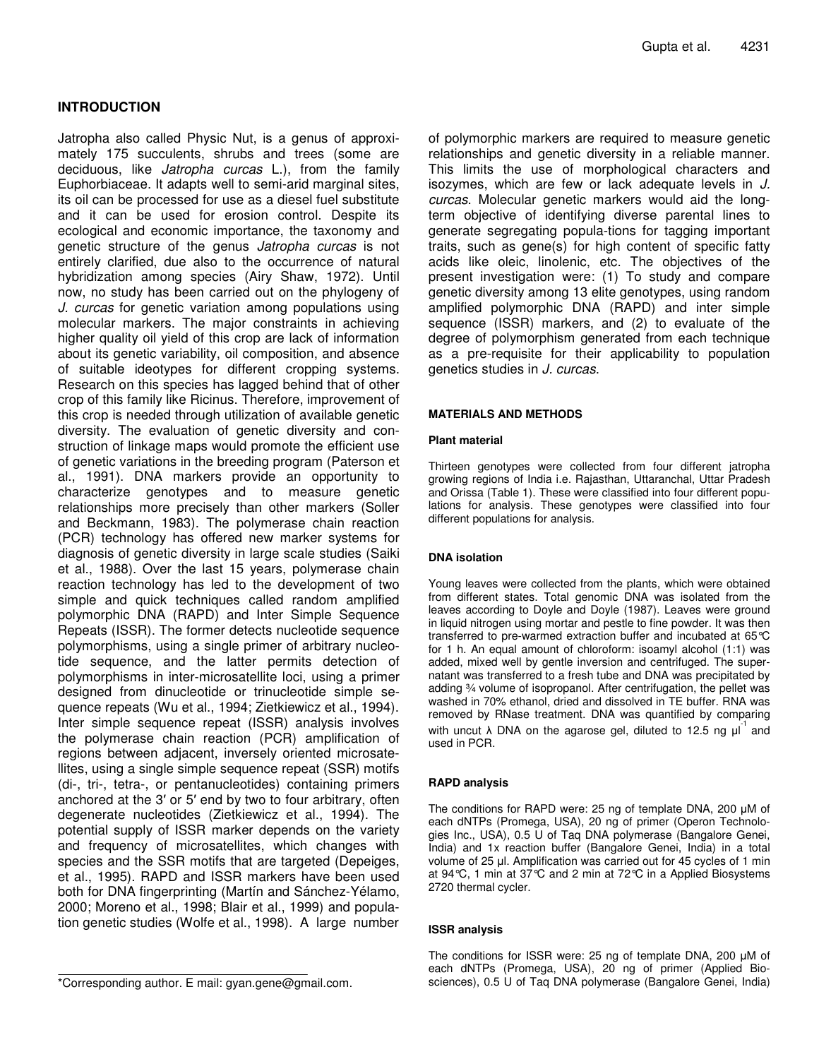## INTRODUCTION

Jatropha also called Physic Nut, is a genus of approximately 175 succulents, shrubs and trees (some are deciduous, like *Jatropha curcas* L.), from the family Euphorbiaceae. It adapts well to semi-arid marginal sites, its oil can be processed for use as a diesel fuel substitute and it can be used for erosion control. Despite its ecological and economic importance, the taxonomy and genetic structure of the genus *Jatropha curcas* is not entirely clarified, due also to the occurrence of natural hybridization among species (Airy Shaw, 1972). Until now, no study has been carried out on the phylogeny of *J. curcas* for genetic variation among populations using molecular markers. The major constraints in achieving higher quality oil yield of this crop are lack of information about its genetic variability, oil composition, and absence of suitable ideotypes for different cropping systems. Research on this species has lagged behind that of other crop of this family like Ricinus. Therefore, improvement of this crop is needed through utilization of available genetic diversity. The evaluation of genetic diversity and construction of linkage maps would promote the efficient use of genetic variations in the breeding program (Paterson et al., 1991). DNA markers provide an opportunity to characterize genotypes and to measure genetic relationships more precisely than other markers (Soller and Beckmann, 1983). The polymerase chain reaction (PCR) technology has offered new marker systems for diagnosis of genetic diversity in large scale studies (Saiki et al., 1988). Over the last 15 years, polymerase chain reaction technology has led to the development of two simple and quick techniques called random amplified polymorphic DNA (RAPD) and Inter Simple Sequence Repeats (ISSR). The former detects nucleotide sequence polymorphisms, using a single primer of arbitrary nucleotide sequence, and the latter permits detection of polymorphisms in inter-microsatellite loci, using a primer designed from dinucleotide or trinucleotide simple sequence repeats (Wu et al., 1994; Zietkiewicz et al., 1994). Inter simple sequence repeat (ISSR) analysis involves the polymerase chain reaction (PCR) amplification of regions between adjacent, inversely oriented microsatellites, using a single simple sequence repeat (SSR) motifs (di-, tri-, tetra-, or pentanucleotides) containing primers anchored at the 3′ or 5′ end by two to four arbitrary, often degenerate nucleotides (Zietkiewicz et al., 1994). The potential supply of ISSR marker depends on the variety and frequency of microsatellites, which changes with species and the SSR motifs that are targeted (Depeiges, et al., 1995). RAPD and ISSR markers have been used both for DNA fingerprinting (Martín and Sánchez-Yélamo, 2000; Moreno et al., 1998; Blair et al., 1999) and population genetic studies (Wolfe et al., 1998). A large number of polymorphic markers are required to measure genetic relationships and genetic diversity in a reliable manner. This limits the use of morphological characters and isozymes, which are few or lack adequate levels in *J. curcas*. Molecular genetic markers would aid the long-term objective of identifying diverse parental lines to generate segregating popula-tions for tagging important traits, such as gene(s) for high content of specific fatty acids like oleic, linolenic, etc. The objectives of the present investigation were: (1) To study and compare genetic diversity among 13 elite genotypes, using random amplified polymorphic DNA (RAPD) and inter simple sequence (ISSR) markers, and (2) to evaluate of the degree of polymorphism generated from each technique as a pre-requisite for their applicability to population genetics studies in *J. curcas*.

*Corresponding author. E mail: gyan.gene@gmail.com.

## MATERIALS AND METHODS

### Plant material

Thirteen genotypes were collected from four different jatropha growing regions of India i.e. Rajasthan, Uttaranchal, Uttar Pradesh and Orissa (Table 1). These were classified into four different populations for analysis. These genotypes were classified into four different populations for analysis.

### DNA isolation

Young leaves were collected from the plants, which were obtained from different states. Total genomic DNA was isolated from the leaves according to Doyle and Doyle (1987). Leaves were ground in liquid nitrogen using mortar and pestle to fine powder. It was then transferred to pre-warmed extraction buffer and incubated at 65°C for 1 h. An equal amount of chloroform: isoamyl alcohol (1:1) was added, mixed well by gentle inversion and centrifuged. The supernatant was transferred to a fresh tube and DNA was precipitated by adding ¾ volume of isopropanol. After centrifugation, the pellet was washed in 70% ethanol, dried and dissolved in TE buffer. RNA was removed by RNase treatment. DNA was quantified by comparing with uncut λ DNA on the agarose gel, diluted to 12.5 ng $\mu l^{-1}$ and used in PCR.

### RAPD analysis

The conditions for RAPD were: 25 ng of template DNA, 200 µM of each dNTPs (Promega, USA), 20 ng of primer (Operon Technologies Inc., USA), 0.5 U of Taq DNA polymerase (Bangalore Genei, India) and 1x reaction buffer (Bangalore Genei, India) in a total volume of 25 µl. Amplification was carried out for 45 cycles of 1 min at 94°C, 1 min at 37°C and 2 min at 72°C in a Applied Biosystems 2720 thermal cycler.

### ISSR analysis

The conditions for ISSR were: 25 ng of template DNA, 200 µM of each dNTPs (Promega, USA), 20 ng of primer (Applied Biosciences), 0.5 U of Taq DNA polymerase (Bangalore Genei, India)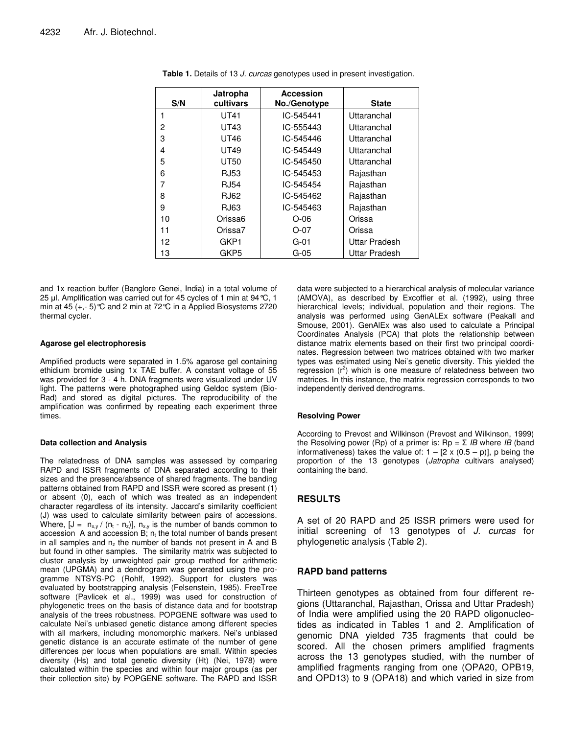**Table 1.** Details of 13 *J. curcas* genotypes used in present investigation.

| S/N | Jatropha cultivars | Accession No./Genotype | State |
|---|---|---|---|
| 1 | UT41 | IC-545441 | Uttaranchal |
| 2 | UT43 | IC-555443 | Uttaranchal |
| 3 | UT46 | IC-545446 | Uttaranchal |
| 4 | UT49 | IC-545449 | Uttaranchal |
| 5 | UT50 | IC-545450 | Uttaranchal |
| 6 | RJ53 | IC-545453 | Rajasthan |
| 7 | RJ54 | IC-545454 | Rajasthan |
| 8 | RJ62 | IC-545462 | Rajasthan |
| 9 | RJ63 | IC-545463 | Rajasthan |
| 10 | Orissa6 | O-06 | Orissa |
| 11 | Orissa7 | O-07 | Orissa |
| 12 | GKP1 | G-01 | Uttar Pradesh |
| 13 | GKP5 | G-05 | Uttar Pradesh |

and 1x reaction buffer (Banglore Genei, India) in a total volume of 25 µl. Amplification was carried out for 45 cycles of 1 min at 94°C, 1 min at 45 (+,- 5)°C and 2 min at 72°C in a Applied Biosystems 2720 thermal cycler.

#### Agarose gel electrophoresis

Amplified products were separated in 1.5% agarose gel containing ethidium bromide using 1x TAE buffer. A constant voltage of 55 was provided for 3 - 4 h. DNA fragments were visualized under UV light. The patterns were photographed using Geldoc system (Bio-Rad) and stored as digital pictures. The reproducibility of the amplification was confirmed by repeating each experiment three times.

#### Data collection and Analysis

The relatedness of DNA samples was assessed by comparing RAPD and ISSR fragments of DNA separated according to their sizes and the presence/absence of shared fragments. The banding patterns obtained from RAPD and ISSR were scored as present (1) or absent (0), each of which was treated as an independent character regardless of its intensity. Jaccard's similarity coefficient (J) was used to calculate similarity between pairs of accessions. Where, [$J = n_{x,y} / (n_t - n_z)$], $n_{x,y}$ is the number of bands common to accession A and accession B; $n_t$ the total number of bands present in all samples and $n_z$ the number of bands not present in A and B but found in other samples. The similarity matrix was subjected to cluster analysis by unweighted pair group method for arithmetic mean (UPGMA) and a dendrogram was generated using the programme NTSYS-PC (Rohlf, 1992). Support for clusters was evaluated by bootstrapping analysis (Felsenstein, 1985). FreeTree software (Pavlicek et al., 1999) was used for construction of phylogenetic trees on the basis of distance data and for bootstrap analysis of the trees robustness. POPGENE software was used to calculate Nei's unbiased genetic distance among different species with all markers, including monomorphic markers. Nei's unbiased genetic distance is an accurate estimate of the number of gene differences per locus when populations are small. Within species diversity (Hs) and total genetic diversity (Ht) (Nei, 1978) were calculated within the species and within four major groups (as per their collection site) by POPGENE software. The RAPD and ISSR data were subjected to a hierarchical analysis of molecular variance (AMOVA), as described by Excoffier et al. (1992), using three hierarchical levels; individual, population and their regions. The analysis was performed using GenALEx software (Peakall and Smouse, 2001). GenAlEx was also used to calculate a Principal Coordinates Analysis (PCA) that plots the relationship between distance matrix elements based on their first two principal coordinates. Regression between two matrices obtained with two marker types was estimated using Nei's genetic diversity. This yielded the regression ($r^2$) which is one measure of relatedness between two matrices. In this instance, the matrix regression corresponds to two independently derived dendrograms.

#### Resolving Power

According to Prevost and Wilkinson (Prevost and Wilkinson, 1999) the Resolving power (Rp) of a primer is: $Rp = \Sigma\ IB$ where *IB* (band informativeness) takes the value of: $1 - [2 \times (0.5 - p)]$, p being the proportion of the 13 genotypes (*Jatropha* cultivars analysed) containing the band.

## RESULTS

A set of 20 RAPD and 25 ISSR primers were used for initial screening of 13 genotypes of *J. curcas* for phylogenetic analysis (Table 2).

### RAPD band patterns

Thirteen genotypes as obtained from four different regions (Uttaranchal, Rajasthan, Orissa and Uttar Pradesh) of India were amplified using the 20 RAPD oligonucleotides as indicated in Tables 1 and 2. Amplification of genomic DNA yielded 735 fragments that could be scored. All the chosen primers amplified fragments across the 13 genotypes studied, with the number of amplified fragments ranging from one (OPA20, OPB19, and OPD13) to 9 (OPA18) and which varied in size from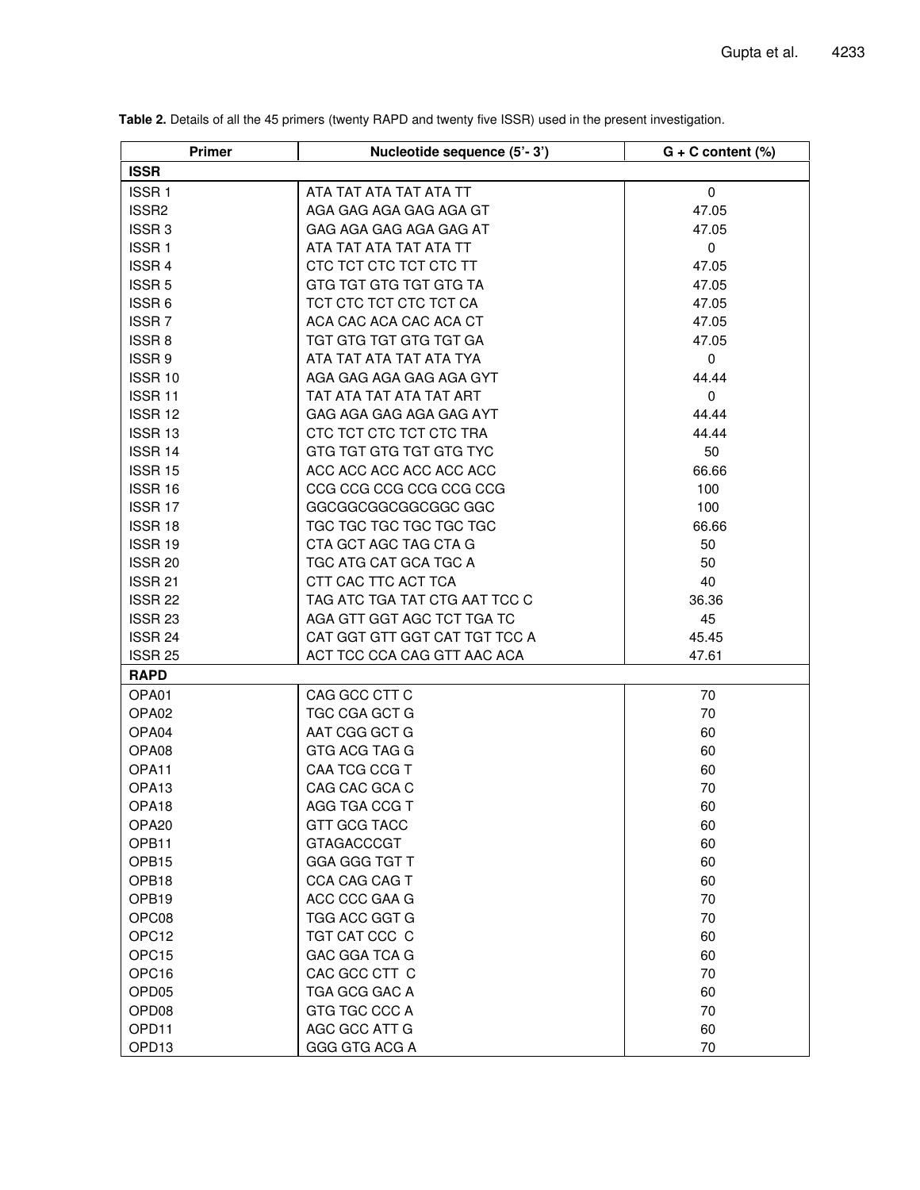**Table 2.** Details of all the 45 primers (twenty RAPD and twenty five ISSR) used in the present investigation.

| Primer | Nucleotide sequence (5'- 3') | G + C content (%) |
|---|---|---|
| **ISSR** | | |
| ISSR 1 | ATA TAT ATA TAT ATA TT | 0 |
| ISSR2 | AGA GAG AGA GAG AGA GT | 47.05 |
| ISSR 3 | GAG AGA GAG AGA GAG AT | 47.05 |
| ISSR 1 | ATA TAT ATA TAT ATA TT | 0 |
| ISSR 4 | CTC TCT CTC TCT CTC TT | 47.05 |
| ISSR 5 | GTG TGT GTG TGT GTG TA | 47.05 |
| ISSR 6 | TCT CTC TCT CTC TCT CA | 47.05 |
| ISSR 7 | ACA CAC ACA CAC ACA CT | 47.05 |
| ISSR 8 | TGT GTG TGT GTG TGT GA | 47.05 |
| ISSR 9 | ATA TAT ATA TAT ATA TYA | 0 |
| ISSR 10 | AGA GAG AGA GAG AGA GYT | 44.44 |
| ISSR 11 | TAT ATA TAT ATA TAT ART | 0 |
| ISSR 12 | GAG AGA GAG AGA GAG AYT | 44.44 |
| ISSR 13 | CTC TCT CTC TCT CTC TRA | 44.44 |
| ISSR 14 | GTG TGT GTG TGT GTG TYC | 50 |
| ISSR 15 | ACC ACC ACC ACC ACC ACC | 66.66 |
| ISSR 16 | CCG CCG CCG CCG CCG CCG | 100 |
| ISSR 17 | GGCGGCGGCGGCGGC GGC | 100 |
| ISSR 18 | TGC TGC TGC TGC TGC TGC | 66.66 |
| ISSR 19 | CTA GCT AGC TAG CTA G | 50 |
| ISSR 20 | TGC ATG CAT GCA TGC A | 50 |
| ISSR 21 | CTT CAC TTC ACT TCA | 40 |
| ISSR 22 | TAG ATC TGA TAT CTG AAT TCC C | 36.36 |
| ISSR 23 | AGA GTT GGT AGC TCT TGA TC | 45 |
| ISSR 24 | CAT GGT GTT GGT CAT TGT TCC A | 45.45 |
| ISSR 25 | ACT TCC CCA CAG GTT AAC ACA | 47.61 |
| **RAPD** | | |
| OPA01 | CAG GCC CTT C | 70 |
| OPA02 | TGC CGA GCT G | 70 |
| OPA04 | AAT CGG GCT G | 60 |
| OPA08 | GTG ACG TAG G | 60 |
| OPA11 | CAA TCG CCG T | 60 |
| OPA13 | CAG CAC GCA C | 70 |
| OPA18 | AGG TGA CCG T | 60 |
| OPA20 | GTT GCG TACC | 60 |
| OPB11 | GTAGACCCGT | 60 |
| OPB15 | GGA GGG TGT T | 60 |
| OPB18 | CCA CAG CAG T | 60 |
| OPB19 | ACC CCC GAA G | 70 |
| OPC08 | TGG ACC GGT G | 70 |
| OPC12 | TGT CAT CCC C | 60 |
| OPC15 | GAC GGA TCA G | 60 |
| OPC16 | CAC GCC CTT C | 70 |
| OPD05 | TGA GCG GAC A | 60 |
| OPD08 | GTG TGC CCC A | 70 |
| OPD11 | AGC GCC ATT G | 60 |
| OPD13 | GGG GTG ACG A | 70 |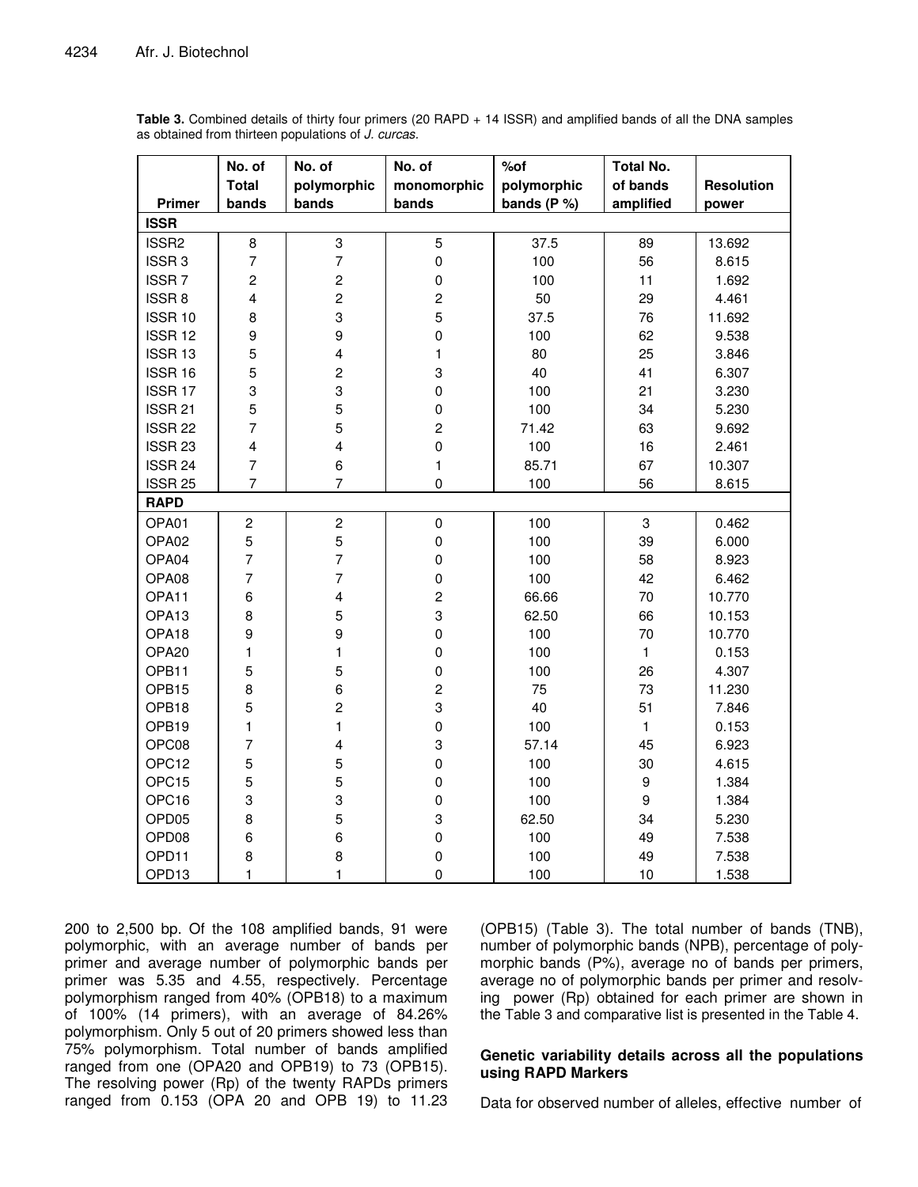**Table 3.** Combined details of thirty four primers (20 RAPD + 14 ISSR) and amplified bands of all the DNA samples as obtained from thirteen populations of *J. curcas*.

| Primer | No. of Total bands | No. of polymorphic bands | No. of monomorphic bands | %of polymorphic bands (P %) | Total No. of bands amplified | Resolution power |
|---|---|---|---|---|---|---|
| **ISSR** | | | | | | |
| ISSR2 | 8 | 3 | 5 | 37.5 | 89 | 13.692 |
| ISSR 3 | 7 | 7 | 0 | 100 | 56 | 8.615 |
| ISSR 7 | 2 | 2 | 0 | 100 | 11 | 1.692 |
| ISSR 8 | 4 | 2 | 2 | 50 | 29 | 4.461 |
| ISSR 10 | 8 | 3 | 5 | 37.5 | 76 | 11.692 |
| ISSR 12 | 9 | 9 | 0 | 100 | 62 | 9.538 |
| ISSR 13 | 5 | 4 | 1 | 80 | 25 | 3.846 |
| ISSR 16 | 5 | 2 | 3 | 40 | 41 | 6.307 |
| ISSR 17 | 3 | 3 | 0 | 100 | 21 | 3.230 |
| ISSR 21 | 5 | 5 | 0 | 100 | 34 | 5.230 |
| ISSR 22 | 7 | 5 | 2 | 71.42 | 63 | 9.692 |
| ISSR 23 | 4 | 4 | 0 | 100 | 16 | 2.461 |
| ISSR 24 | 7 | 6 | 1 | 85.71 | 67 | 10.307 |
| ISSR 25 | 7 | 7 | 0 | 100 | 56 | 8.615 |
| **RAPD** | | | | | | |
| OPA01 | 2 | 2 | 0 | 100 | 3 | 0.462 |
| OPA02 | 5 | 5 | 0 | 100 | 39 | 6.000 |
| OPA04 | 7 | 7 | 0 | 100 | 58 | 8.923 |
| OPA08 | 7 | 7 | 0 | 100 | 42 | 6.462 |
| OPA11 | 6 | 4 | 2 | 66.66 | 70 | 10.770 |
| OPA13 | 8 | 5 | 3 | 62.50 | 66 | 10.153 |
| OPA18 | 9 | 9 | 0 | 100 | 70 | 10.770 |
| OPA20 | 1 | 1 | 0 | 100 | 1 | 0.153 |
| OPB11 | 5 | 5 | 0 | 100 | 26 | 4.307 |
| OPB15 | 8 | 6 | 2 | 75 | 73 | 11.230 |
| OPB18 | 5 | 2 | 3 | 40 | 51 | 7.846 |
| OPB19 | 1 | 1 | 0 | 100 | 1 | 0.153 |
| OPC08 | 7 | 4 | 3 | 57.14 | 45 | 6.923 |
| OPC12 | 5 | 5 | 0 | 100 | 30 | 4.615 |
| OPC15 | 5 | 5 | 0 | 100 | 9 | 1.384 |
| OPC16 | 3 | 3 | 0 | 100 | 9 | 1.384 |
| OPD05 | 8 | 5 | 3 | 62.50 | 34 | 5.230 |
| OPD08 | 6 | 6 | 0 | 100 | 49 | 7.538 |
| OPD11 | 8 | 8 | 0 | 100 | 49 | 7.538 |
| OPD13 | 1 | 1 | 0 | 100 | 10 | 1.538 |

200 to 2,500 bp. Of the 108 amplified bands, 91 were polymorphic, with an average number of bands per primer and average number of polymorphic bands per primer was 5.35 and 4.55, respectively. Percentage polymorphism ranged from 40% (OPB18) to a maximum of 100% (14 primers), with an average of 84.26% polymorphism. Only 5 out of 20 primers showed less than 75% polymorphism. Total number of bands amplified ranged from one (OPA20 and OPB19) to 73 (OPB15). The resolving power (Rp) of the twenty RAPDs primers ranged from 0.153 (OPA 20 and OPB 19) to 11.23 (OPB15) (Table 3). The total number of bands (TNB), number of polymorphic bands (NPB), percentage of polymorphic bands (P%), average no of bands per primers, average no of polymorphic bands per primer and resolving power (Rp) obtained for each primer are shown in the Table 3 and comparative list is presented in the Table 4.

## Genetic variability details across all the populations using RAPD Markers

Data for observed number of alleles, effective number of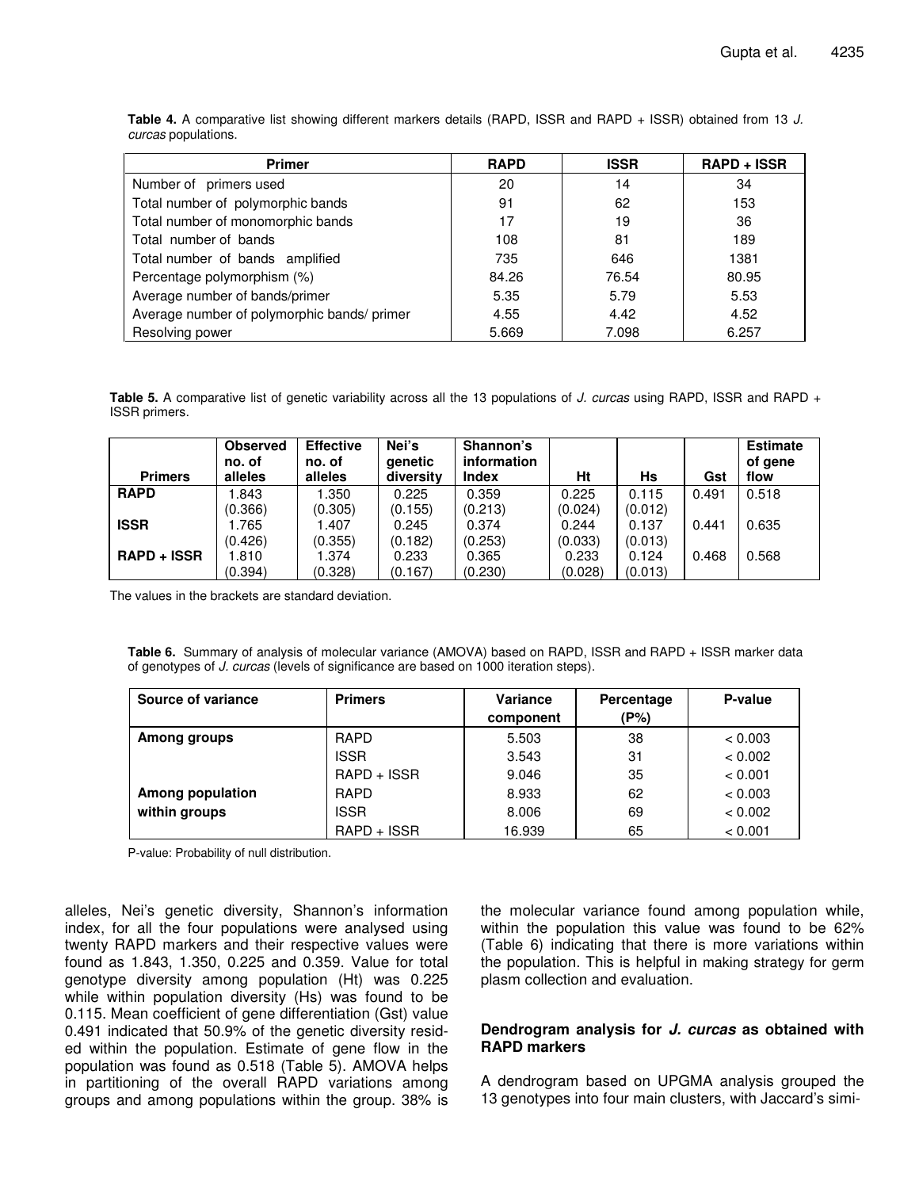**Table 4.** A comparative list showing different markers details (RAPD, ISSR and RAPD + ISSR) obtained from 13 *J. curcas* populations.

| Primer | RAPD | ISSR | RAPD + ISSR |
|---|---|---|---|
| Number of primers used | 20 | 14 | 34 |
| Total number of polymorphic bands | 91 | 62 | 153 |
| Total number of monomorphic bands | 17 | 19 | 36 |
| Total number of bands | 108 | 81 | 189 |
| Total number of bands amplified | 735 | 646 | 1381 |
| Percentage polymorphism (%) | 84.26 | 76.54 | 80.95 |
| Average number of bands/primer | 5.35 | 5.79 | 5.53 |
| Average number of polymorphic bands/ primer | 4.55 | 4.42 | 4.52 |
| Resolving power | 5.669 | 7.098 | 6.257 |

**Table 5.** A comparative list of genetic variability across all the 13 populations of *J. curcas* using RAPD, ISSR and RAPD + ISSR primers.

| Primers | Observed no. of alleles | Effective no. of alleles | Nei's genetic diversity | Shannon's information Index | Ht | Hs | Gst | Estimate of gene flow |
|---|---|---|---|---|---|---|---|---|
| **RAPD** | 1.843 (0.366) | 1.350 (0.305) | 0.225 (0.155) | 0.359 (0.213) | 0.225 (0.024) | 0.115 (0.012) | 0.491 | 0.518 |
| **ISSR** | 1.765 (0.426) | 1.407 (0.355) | 0.245 (0.182) | 0.374 (0.253) | 0.244 (0.033) | 0.137 (0.013) | 0.441 | 0.635 |
| **RAPD + ISSR** | 1.810 (0.394) | 1.374 (0.328) | 0.233 (0.167) | 0.365 (0.230) | 0.233 (0.028) | 0.124 (0.013) | 0.468 | 0.568 |

The values in the brackets are standard deviation.

**Table 6.** Summary of analysis of molecular variance (AMOVA) based on RAPD, ISSR and RAPD + ISSR marker data of genotypes of *J. curcas* (levels of significance are based on 1000 iteration steps).

| Source of variance | Primers | Variance component | Percentage (P%) | P-value |
|---|---|---|---|---|
| **Among groups** | RAPD | 5.503 | 38 | < 0.003 |
| | ISSR | 3.543 | 31 | < 0.002 |
| | RAPD + ISSR | 9.046 | 35 | < 0.001 |
| **Among population within groups** | RAPD | 8.933 | 62 | < 0.003 |
| | ISSR | 8.006 | 69 | < 0.002 |
| | RAPD + ISSR | 16.939 | 65 | < 0.001 |

P-value: Probability of null distribution.

alleles, Nei's genetic diversity, Shannon's information index, for all the four populations were analysed using twenty RAPD markers and their respective values were found as 1.843, 1.350, 0.225 and 0.359. Value for total genotype diversity among population (Ht) was 0.225 while within population diversity (Hs) was found to be 0.115. Mean coefficient of gene differentiation (Gst) value 0.491 indicated that 50.9% of the genetic diversity resided within the population. Estimate of gene flow in the population was found as 0.518 (Table 5). AMOVA helps in partitioning of the overall RAPD variations among groups and among populations within the group. 38% is the molecular variance found among population while, within the population this value was found to be 62% (Table 6) indicating that there is more variations within the population. This is helpful in making strategy for germ plasm collection and evaluation.

### Dendrogram analysis for *J. curcas* as obtained with RAPD markers

A dendrogram based on UPGMA analysis grouped the 13 genotypes into four main clusters, with Jaccard's simi-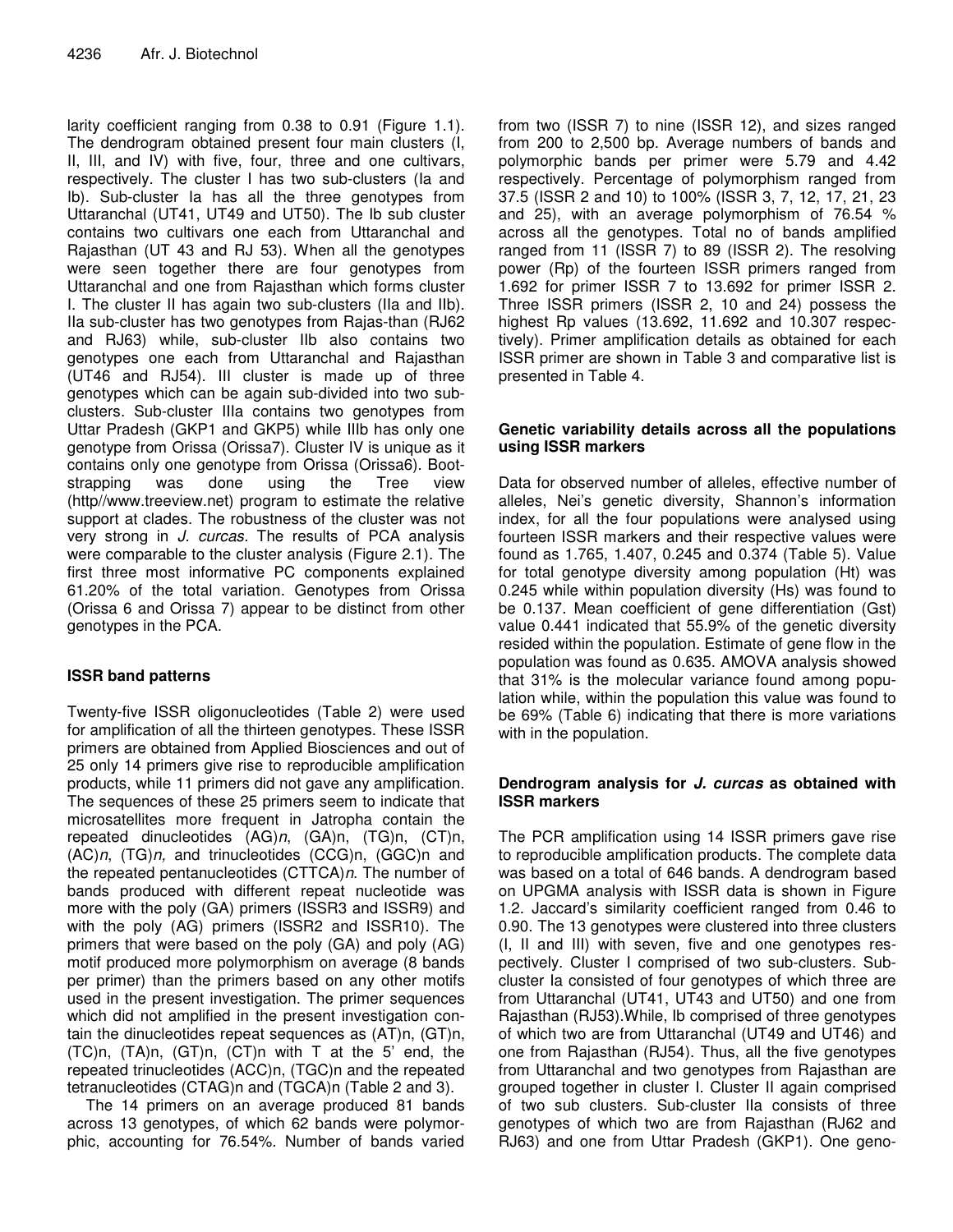larity coefficient ranging from 0.38 to 0.91 (Figure 1.1). The dendrogram obtained present four main clusters (I, II, III, and IV) with five, four, three and one cultivars, respectively. The cluster I has two sub-clusters (Ia and Ib). Sub-cluster Ia has all the three genotypes from Uttaranchal (UT41, UT49 and UT50). The Ib sub cluster contains two cultivars one each from Uttaranchal and Rajasthan (UT 43 and RJ 53). When all the genotypes were seen together there are four genotypes from Uttaranchal and one from Rajasthan which forms cluster I. The cluster II has again two sub-clusters (IIa and IIb). IIa sub-cluster has two genotypes from Rajas-than (RJ62 and RJ63) while, sub-cluster IIb also contains two genotypes one each from Uttaranchal and Rajasthan (UT46 and RJ54). III cluster is made up of three genotypes which can be again sub-divided into two sub-clusters. Sub-cluster IIIa contains two genotypes from Uttar Pradesh (GKP1 and GKP5) while IIIb has only one genotype from Orissa (Orissa7). Cluster IV is unique as it contains only one genotype from Orissa (Orissa6). Boot-strapping was done using the Tree view (http//www.treeview.net) program to estimate the relative support at clades. The robustness of the cluster was not very strong in *J. curcas*. The results of PCA analysis were comparable to the cluster analysis (Figure 2.1). The first three most informative PC components explained 61.20% of the total variation. Genotypes from Orissa (Orissa 6 and Orissa 7) appear to be distinct from other genotypes in the PCA.

## ISSR band patterns

Twenty-five ISSR oligonucleotides (Table 2) were used for amplification of all the thirteen genotypes. These ISSR primers are obtained from Applied Biosciences and out of 25 only 14 primers give rise to reproducible amplification products, while 11 primers did not gave any amplification. The sequences of these 25 primers seem to indicate that microsatellites more frequent in Jatropha contain the repeated dinucleotides (AG)*n*, (GA)n, (TG)n, (CT)n, (AC)*n*, (TG)*n,* and trinucleotides (CCG)n, (GGC)n and the repeated pentanucleotides (CTTCA)*n*. The number of bands produced with different repeat nucleotide was more with the poly (GA) primers (ISSR3 and ISSR9) and with the poly (AG) primers (ISSR2 and ISSR10). The primers that were based on the poly (GA) and poly (AG) motif produced more polymorphism on average (8 bands per primer) than the primers based on any other motifs used in the present investigation. The primer sequences which did not amplified in the present investigation contain the dinucleotides repeat sequences as (AT)n, (GT)n, (TC)n, (TA)n, (GT)n, (CT)n with T at the 5' end, the repeated trinucleotides (ACC)n, (TGC)n and the repeated tetranucleotides (CTAG)n and (TGCA)n (Table 2 and 3).

The 14 primers on an average produced 81 bands across 13 genotypes, of which 62 bands were polymorphic, accounting for 76.54%. Number of bands varied from two (ISSR 7) to nine (ISSR 12), and sizes ranged from 200 to 2,500 bp. Average numbers of bands and polymorphic bands per primer were 5.79 and 4.42 respectively. Percentage of polymorphism ranged from 37.5 (ISSR 2 and 10) to 100% (ISSR 3, 7, 12, 17, 21, 23 and 25), with an average polymorphism of 76.54 % across all the genotypes. Total no of bands amplified ranged from 11 (ISSR 7) to 89 (ISSR 2). The resolving power (Rp) of the fourteen ISSR primers ranged from 1.692 for primer ISSR 7 to 13.692 for primer ISSR 2. Three ISSR primers (ISSR 2, 10 and 24) possess the highest Rp values (13.692, 11.692 and 10.307 respectively). Primer amplification details as obtained for each ISSR primer are shown in Table 3 and comparative list is presented in Table 4.

## Genetic variability details across all the populations using ISSR markers

Data for observed number of alleles, effective number of alleles, Nei's genetic diversity, Shannon's information index, for all the four populations were analysed using fourteen ISSR markers and their respective values were found as 1.765, 1.407, 0.245 and 0.374 (Table 5). Value for total genotype diversity among population (Ht) was 0.245 while within population diversity (Hs) was found to be 0.137. Mean coefficient of gene differentiation (Gst) value 0.441 indicated that 55.9% of the genetic diversity resided within the population. Estimate of gene flow in the population was found as 0.635. AMOVA analysis showed that 31% is the molecular variance found among population while, within the population this value was found to be 69% (Table 6) indicating that there is more variations with in the population.

## Dendrogram analysis for *J. curcas* as obtained with ISSR markers

The PCR amplification using 14 ISSR primers gave rise to reproducible amplification products. The complete data was based on a total of 646 bands. A dendrogram based on UPGMA analysis with ISSR data is shown in Figure 1.2. Jaccard's similarity coefficient ranged from 0.46 to 0.90. The 13 genotypes were clustered into three clusters (I, II and III) with seven, five and one genotypes respectively. Cluster I comprised of two sub-clusters. Sub-cluster Ia consisted of four genotypes of which three are from Uttaranchal (UT41, UT43 and UT50) and one from Rajasthan (RJ53).While, Ib comprised of three genotypes of which two are from Uttaranchal (UT49 and UT46) and one from Rajasthan (RJ54). Thus, all the five genotypes from Uttaranchal and two genotypes from Rajasthan are grouped together in cluster I. Cluster II again comprised of two sub clusters. Sub-cluster IIa consists of three genotypes of which two are from Rajasthan (RJ62 and RJ63) and one from Uttar Pradesh (GKP1). One geno-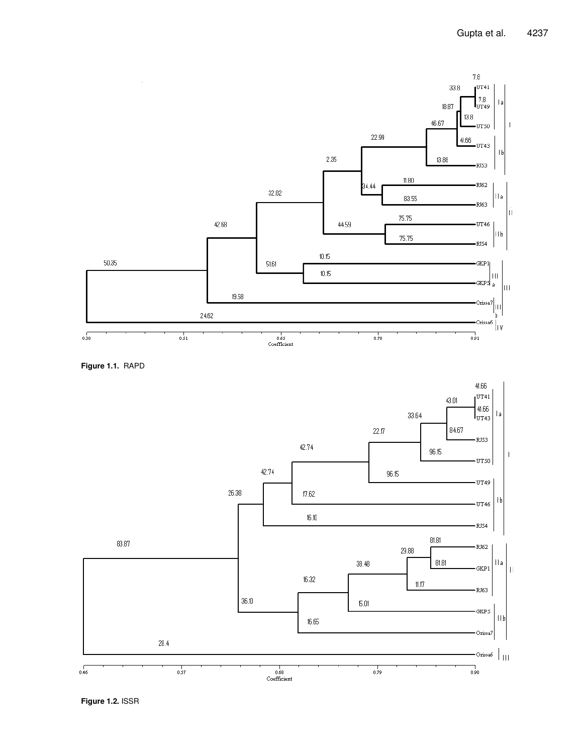Figure 1.1. RAPD

Figure 1.2. ISSR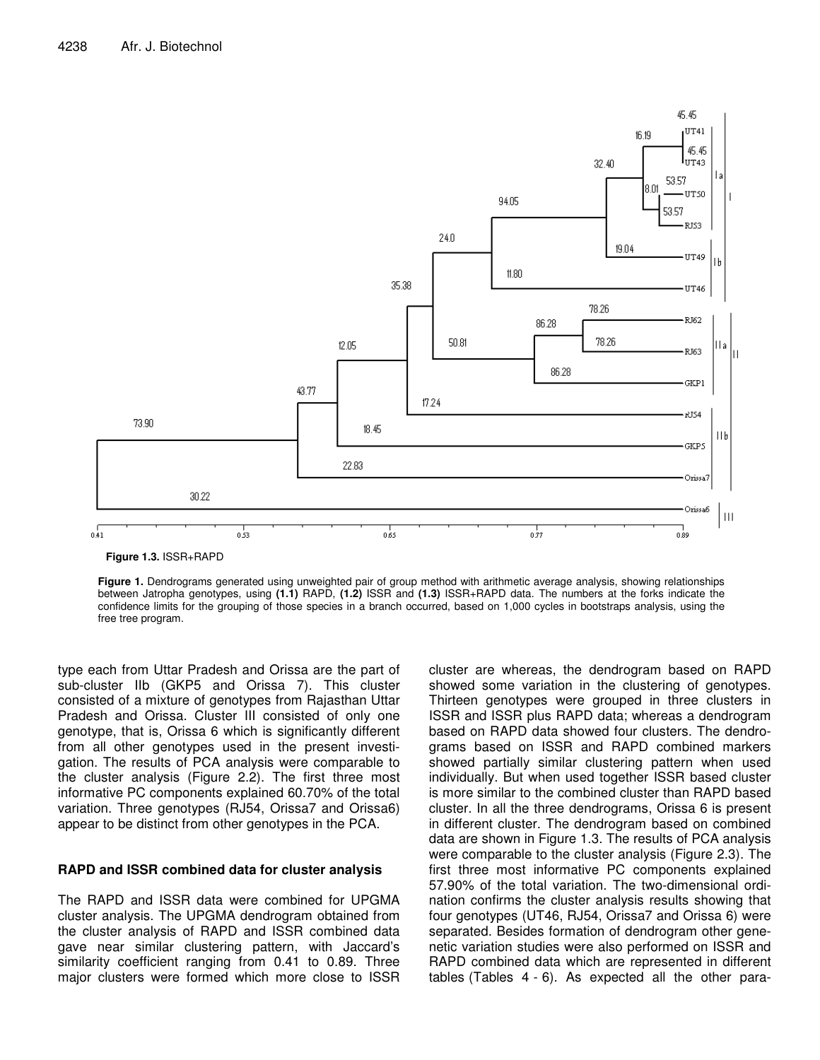**Figure 1.3.** ISSR+RAPD

**Figure 1.** Dendrograms generated using unweighted pair of group method with arithmetic average analysis, showing relationships between Jatropha genotypes, using **(1.1)** RAPD, **(1.2)** ISSR and **(1.3)** ISSR+RAPD data. The numbers at the forks indicate the confidence limits for the grouping of those species in a branch occurred, based on 1,000 cycles in bootstraps analysis, using the free tree program.

type each from Uttar Pradesh and Orissa are the part of sub-cluster IIb (GKP5 and Orissa 7). This cluster consisted of a mixture of genotypes from Rajasthan Uttar Pradesh and Orissa. Cluster III consisted of only one genotype, that is, Orissa 6 which is significantly different from all other genotypes used in the present investigation. The results of PCA analysis were comparable to the cluster analysis (Figure 2.2). The first three most informative PC components explained 60.70% of the total variation. Three genotypes (RJ54, Orissa7 and Orissa6) appear to be distinct from other genotypes in the PCA.

### RAPD and ISSR combined data for cluster analysis

The RAPD and ISSR data were combined for UPGMA cluster analysis. The UPGMA dendrogram obtained from the cluster analysis of RAPD and ISSR combined data gave near similar clustering pattern, with Jaccard's similarity coefficient ranging from 0.41 to 0.89. Three major clusters were formed which more close to ISSR cluster are whereas, the dendrogram based on RAPD showed some variation in the clustering of genotypes. Thirteen genotypes were grouped in three clusters in ISSR and ISSR plus RAPD data; whereas a dendrogram based on RAPD data showed four clusters. The dendrograms based on ISSR and RAPD combined markers showed partially similar clustering pattern when used individually. But when used together ISSR based cluster is more similar to the combined cluster than RAPD based cluster. In all the three dendrograms, Orissa 6 is present in different cluster. The dendrogram based on combined data are shown in Figure 1.3. The results of PCA analysis were comparable to the cluster analysis (Figure 2.3). The first three most informative PC components explained 57.90% of the total variation. The two-dimensional ordination confirms the cluster analysis results showing that four genotypes (UT46, RJ54, Orissa7 and Orissa 6) were separated. Besides formation of dendrogram other genenetic variation studies were also performed on ISSR and RAPD combined data which are represented in different tables (Tables 4 - 6). As expected all the other para-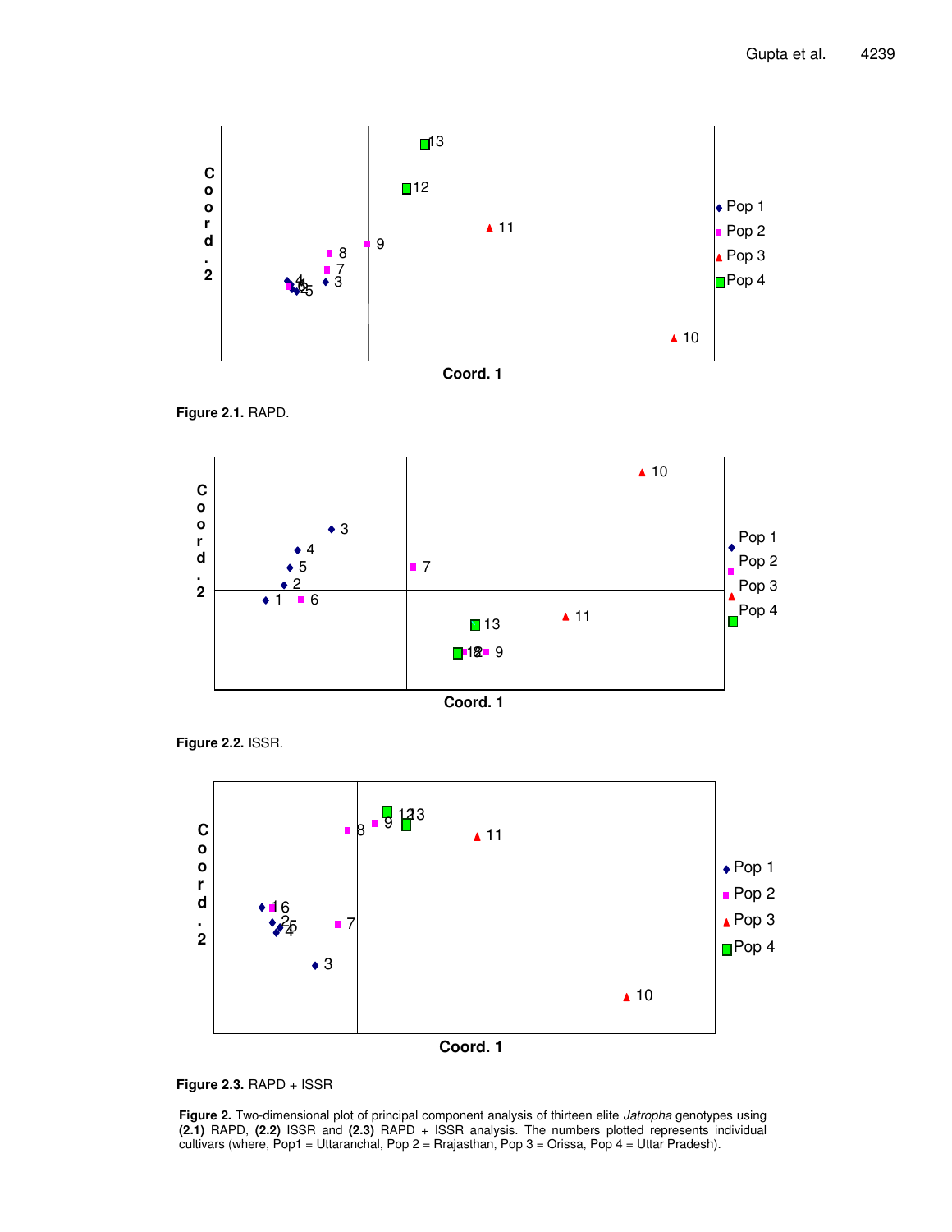Figure 2.1. RAPD.

Figure 2.2. ISSR.

Figure 2.3. RAPD + ISSR

**Figure 2.** Two-dimensional plot of principal component analysis of thirteen elite *Jatropha* genotypes using **(2.1)** RAPD, **(2.2)** ISSR and **(2.3)** RAPD + ISSR analysis. The numbers plotted represents individual cultivars (where, Pop1 = Uttaranchal, Pop 2 = Rrajasthan, Pop 3 = Orissa, Pop 4 = Uttar Pradesh).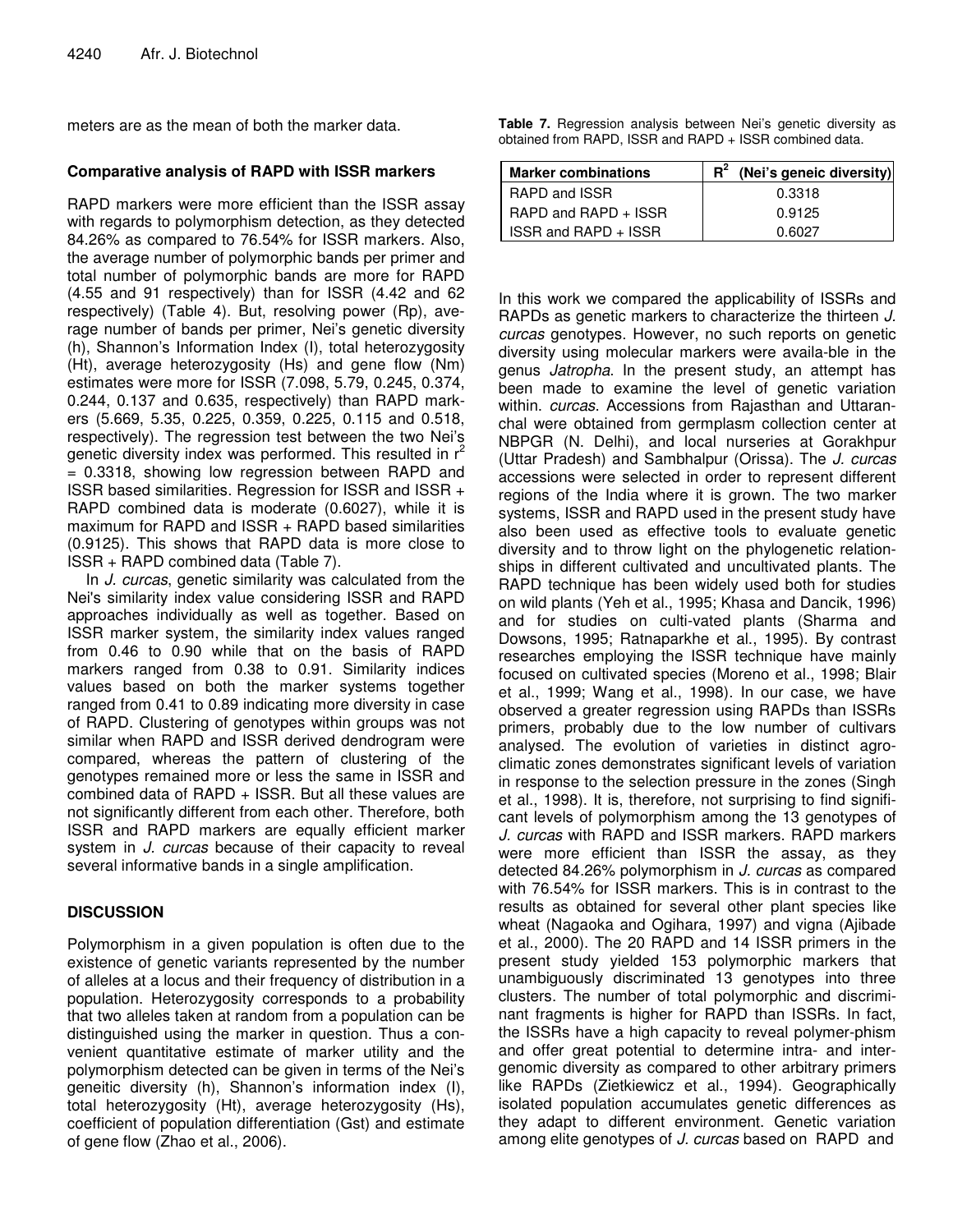meters are as the mean of both the marker data.

### Comparative analysis of RAPD with ISSR markers

RAPD markers were more efficient than the ISSR assay with regards to polymorphism detection, as they detected 84.26% as compared to 76.54% for ISSR markers. Also, the average number of polymorphic bands per primer and total number of polymorphic bands are more for RAPD (4.55 and 91 respectively) than for ISSR (4.42 and 62 respectively) (Table 4). But, resolving power (Rp), average number of bands per primer, Nei's genetic diversity (h), Shannon's Information Index (I), total heterozygosity (Ht), average heterozygosity (Hs) and gene flow (Nm) estimates were more for ISSR (7.098, 5.79, 0.245, 0.374, 0.244, 0.137 and 0.635, respectively) than RAPD markers (5.669, 5.35, 0.225, 0.359, 0.225, 0.115 and 0.518, respectively). The regression test between the two Nei's genetic diversity index was performed. This resulted in $r^2 = 0.3318$, showing low regression between RAPD and ISSR based similarities. Regression for ISSR and ISSR + RAPD combined data is moderate (0.6027), while it is maximum for RAPD and ISSR + RAPD based similarities (0.9125). This shows that RAPD data is more close to ISSR + RAPD combined data (Table 7).

In *J. curcas*, genetic similarity was calculated from the Nei's similarity index value considering ISSR and RAPD approaches individually as well as together. Based on ISSR marker system, the similarity index values ranged from 0.46 to 0.90 while that on the basis of RAPD markers ranged from 0.38 to 0.91. Similarity indices values based on both the marker systems together ranged from 0.41 to 0.89 indicating more diversity in case of RAPD. Clustering of genotypes within groups was not similar when RAPD and ISSR derived dendrogram were compared, whereas the pattern of clustering of the genotypes remained more or less the same in ISSR and combined data of RAPD + ISSR. But all these values are not significantly different from each other. Therefore, both ISSR and RAPD markers are equally efficient marker system in *J. curcas* because of their capacity to reveal several informative bands in a single amplification.

**Table 7.** Regression analysis between Nei's genetic diversity as obtained from RAPD, ISSR and RAPD + ISSR combined data.

| Marker combinations | $R^2$ (Nei's geneic diversity) |
|---|---|
| RAPD and ISSR | 0.3318 |
| RAPD and RAPD + ISSR | 0.9125 |
| ISSR and RAPD + ISSR | 0.6027 |

## DISCUSSION

Polymorphism in a given population is often due to the existence of genetic variants represented by the number of alleles at a locus and their frequency of distribution in a population. Heterozygosity corresponds to a probability that two alleles taken at random from a population can be distinguished using the marker in question. Thus a convenient quantitative estimate of marker utility and the polymorphism detected can be given in terms of the Nei's geneitic diversity (h), Shannon's information index (I), total heterozygosity (Ht), average heterozygosity (Hs), coefficient of population differentiation (Gst) and estimate of gene flow (Zhao et al., 2006).

In this work we compared the applicability of ISSRs and RAPDs as genetic markers to characterize the thirteen *J. curcas* genotypes. However, no such reports on genetic diversity using molecular markers were availa-ble in the genus *Jatropha*. In the present study, an attempt has been made to examine the level of genetic variation within. *curcas*. Accessions from Rajasthan and Uttaranchal were obtained from germplasm collection center at NBPGR (N. Delhi), and local nurseries at Gorakhpur (Uttar Pradesh) and Sambhalpur (Orissa). The *J. curcas* accessions were selected in order to represent different regions of the India where it is grown. The two marker systems, ISSR and RAPD used in the present study have also been used as effective tools to evaluate genetic diversity and to throw light on the phylogenetic relationships in different cultivated and uncultivated plants. The RAPD technique has been widely used both for studies on wild plants (Yeh et al., 1995; Khasa and Dancik, 1996) and for studies on culti-vated plants (Sharma and Dowsons, 1995; Ratnaparkhe et al., 1995). By contrast researches employing the ISSR technique have mainly focused on cultivated species (Moreno et al., 1998; Blair et al., 1999; Wang et al., 1998). In our case, we have observed a greater regression using RAPDs than ISSRs primers, probably due to the low number of cultivars analysed. The evolution of varieties in distinct agro-climatic zones demonstrates significant levels of variation in response to the selection pressure in the zones (Singh et al., 1998). It is, therefore, not surprising to find significant levels of polymorphism among the 13 genotypes of *J. curcas* with RAPD and ISSR markers. RAPD markers were more efficient than ISSR the assay, as they detected 84.26% polymorphism in *J. curcas* as compared with 76.54% for ISSR markers. This is in contrast to the results as obtained for several other plant species like wheat (Nagaoka and Ogihara, 1997) and vigna (Ajibade et al., 2000). The 20 RAPD and 14 ISSR primers in the present study yielded 153 polymorphic markers that unambiguously discriminated 13 genotypes into three clusters. The number of total polymorphic and discriminant fragments is higher for RAPD than ISSRs. In fact, the ISSRs have a high capacity to reveal polymer-phism and offer great potential to determine intra- and inter-genomic diversity as compared to other arbitrary primers like RAPDs (Zietkiewicz et al., 1994). Geographically isolated population accumulates genetic differences as they adapt to different environment. Genetic variation among elite genotypes of *J. curcas* based on RAPD and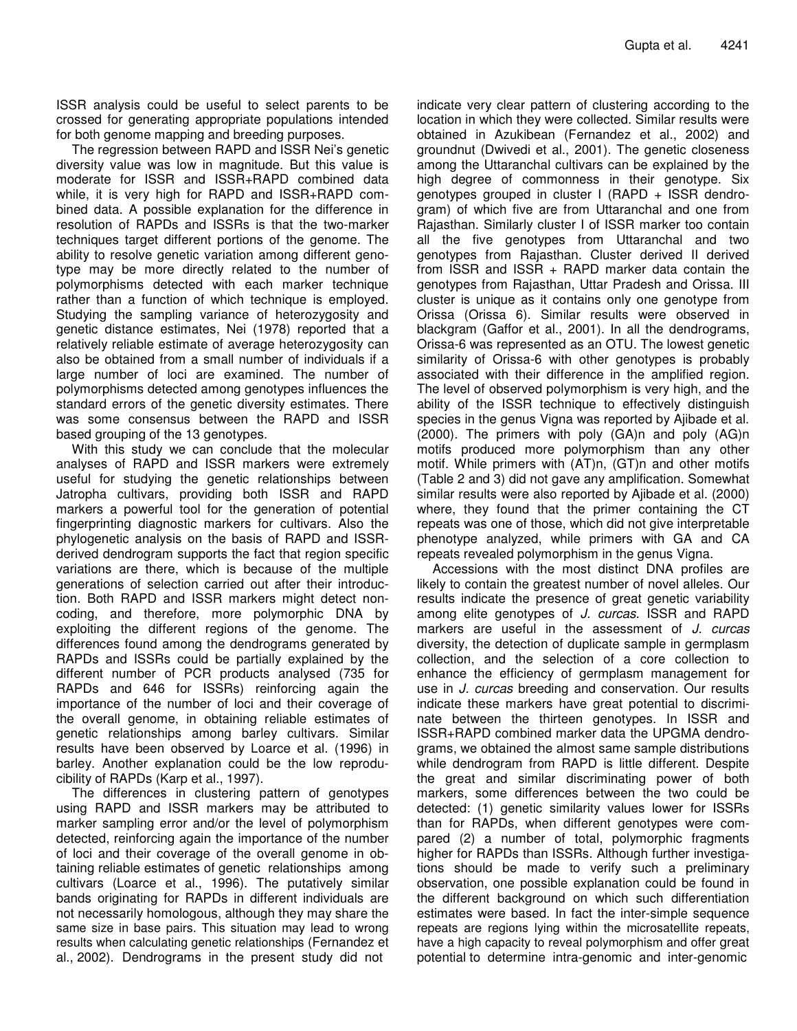ISSR analysis could be useful to select parents to be crossed for generating appropriate populations intended for both genome mapping and breeding purposes.

The regression between RAPD and ISSR Nei's genetic diversity value was low in magnitude. But this value is moderate for ISSR and ISSR+RAPD combined data while, it is very high for RAPD and ISSR+RAPD combined data. A possible explanation for the difference in resolution of RAPDs and ISSRs is that the two-marker techniques target different portions of the genome. The ability to resolve genetic variation among different genotype may be more directly related to the number of polymorphisms detected with each marker technique rather than a function of which technique is employed. Studying the sampling variance of heterozygosity and genetic distance estimates, Nei (1978) reported that a relatively reliable estimate of average heterozygosity can also be obtained from a small number of individuals if a large number of loci are examined. The number of polymorphisms detected among genotypes influences the standard errors of the genetic diversity estimates. There was some consensus between the RAPD and ISSR based grouping of the 13 genotypes.

With this study we can conclude that the molecular analyses of RAPD and ISSR markers were extremely useful for studying the genetic relationships between Jatropha cultivars, providing both ISSR and RAPD markers a powerful tool for the generation of potential fingerprinting diagnostic markers for cultivars. Also the phylogenetic analysis on the basis of RAPD and ISSR-derived dendrogram supports the fact that region specific variations are there, which is because of the multiple generations of selection carried out after their introduction. Both RAPD and ISSR markers might detect non-coding, and therefore, more polymorphic DNA by exploiting the different regions of the genome. The differences found among the dendrograms generated by RAPDs and ISSRs could be partially explained by the different number of PCR products analysed (735 for RAPDs and 646 for ISSRs) reinforcing again the importance of the number of loci and their coverage of the overall genome, in obtaining reliable estimates of genetic relationships among barley cultivars. Similar results have been observed by Loarce et al. (1996) in barley. Another explanation could be the low reproducibility of RAPDs (Karp et al., 1997).

The differences in clustering pattern of genotypes using RAPD and ISSR markers may be attributed to marker sampling error and/or the level of polymorphism detected, reinforcing again the importance of the number of loci and their coverage of the overall genome in obtaining reliable estimates of genetic relationships among cultivars (Loarce et al., 1996). The putatively similar bands originating for RAPDs in different individuals are not necessarily homologous, although they may share the same size in base pairs. This situation may lead to wrong results when calculating genetic relationships (Fernandez et al., 2002). Dendrograms in the present study did not indicate very clear pattern of clustering according to the location in which they were collected. Similar results were obtained in Azukibean (Fernandez et al., 2002) and groundnut (Dwivedi et al., 2001). The genetic closeness among the Uttaranchal cultivars can be explained by the high degree of commonness in their genotype. Six genotypes grouped in cluster I (RAPD + ISSR dendrogram) of which five are from Uttaranchal and one from Rajasthan. Similarly cluster I of ISSR marker too contain all the five genotypes from Uttaranchal and two genotypes from Rajasthan. Cluster derived II derived from ISSR and ISSR + RAPD marker data contain the genotypes from Rajasthan, Uttar Pradesh and Orissa. III cluster is unique as it contains only one genotype from Orissa (Orissa 6). Similar results were observed in blackgram (Gaffor et al., 2001). In all the dendrograms, Orissa-6 was represented as an OTU. The lowest genetic similarity of Orissa-6 with other genotypes is probably associated with their difference in the amplified region. The level of observed polymorphism is very high, and the ability of the ISSR technique to effectively distinguish species in the genus Vigna was reported by Ajibade et al. (2000). The primers with poly (GA)n and poly (AG)n motifs produced more polymorphism than any other motif. While primers with (AT)n, (GT)n and other motifs (Table 2 and 3) did not gave any amplification. Somewhat similar results were also reported by Ajibade et al. (2000) where, they found that the primer containing the CT repeats was one of those, which did not give interpretable phenotype analyzed, while primers with GA and CA repeats revealed polymorphism in the genus Vigna.

Accessions with the most distinct DNA profiles are likely to contain the greatest number of novel alleles. Our results indicate the presence of great genetic variability among elite genotypes of *J. curcas*. ISSR and RAPD markers are useful in the assessment of *J. curcas* diversity, the detection of duplicate sample in germplasm collection, and the selection of a core collection to enhance the efficiency of germplasm management for use in *J. curcas* breeding and conservation. Our results indicate these markers have great potential to discriminate between the thirteen genotypes. In ISSR and ISSR+RAPD combined marker data the UPGMA dendrograms, we obtained the almost same sample distributions while dendrogram from RAPD is little different. Despite the great and similar discriminating power of both markers, some differences between the two could be detected: (1) genetic similarity values lower for ISSRs than for RAPDs, when different genotypes were compared (2) a number of total, polymorphic fragments higher for RAPDs than ISSRs. Although further investigations should be made to verify such a preliminary observation, one possible explanation could be found in the different background on which such differentiation estimates were based. In fact the inter-simple sequence repeats are regions lying within the microsatellite repeats, have a high capacity to reveal polymorphism and offer great potential to determine intra-genomic and inter-genomic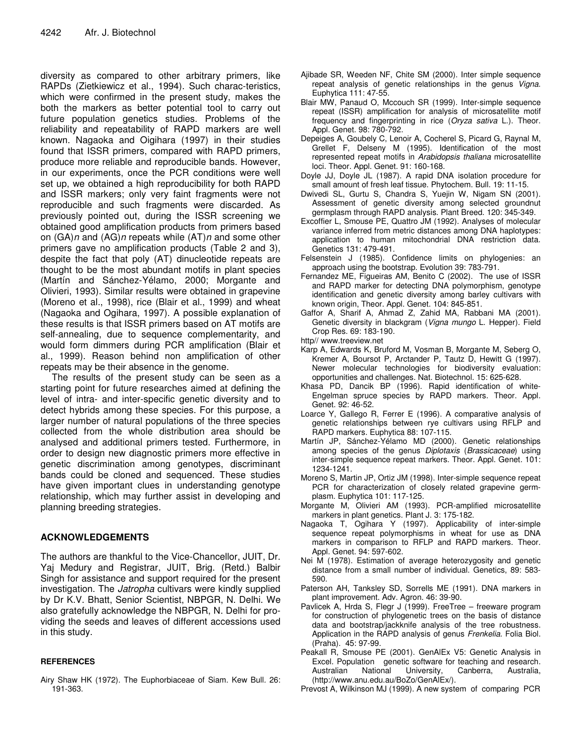diversity as compared to other arbitrary primers, like RAPDs (Zietkiewicz et al., 1994). Such charac-teristics, which were confirmed in the present study, makes the both the markers as better potential tool to carry out future population genetics studies. Problems of the reliability and repeatability of RAPD markers are well known. Nagaoka and Oigihara (1997) in their studies found that ISSR primers, compared with RAPD primers, produce more reliable and reproducible bands. However, in our experiments, once the PCR conditions were well set up, we obtained a high reproducibility for both RAPD and ISSR markers; only very faint fragments were not reproducible and such fragments were discarded. As previously pointed out, during the ISSR screening we obtained good amplification products from primers based on (GA)*n* and (AG)*n* repeats while (AT)*n* and some other primers gave no amplification products (Table 2 and 3), despite the fact that poly (AT) dinucleotide repeats are thought to be the most abundant motifs in plant species (Martín and Sánchez-Yélamo, 2000; Morgante and Olivieri, 1993). Similar results were obtained in grapevine (Moreno et al., 1998), rice (Blair et al., 1999) and wheat (Nagaoka and Ogihara, 1997). A possible explanation of these results is that ISSR primers based on AT motifs are self-annealing, due to sequence complementarity, and would form dimmers during PCR amplification (Blair et al., 1999). Reason behind non amplification of other repeats may be their absence in the genome.

The results of the present study can be seen as a starting point for future researches aimed at defining the level of intra- and inter-specific genetic diversity and to detect hybrids among these species. For this purpose, a larger number of natural populations of the three species collected from the whole distribution area should be analysed and additional primers tested. Furthermore, in order to design new diagnostic primers more effective in genetic discrimination among genotypes, discriminant bands could be cloned and sequenced. These studies have given important clues in understanding genotype relationship, which may further assist in developing and planning breeding strategies.

## ACKNOWLEDGEMENTS

The authors are thankful to the Vice-Chancellor, JUIT, Dr. Yaj Medury and Registrar, JUIT, Brig. (Retd.) Balbir Singh for assistance and support required for the present investigation. The *Jatropha* cultivars were kindly supplied by Dr K.V. Bhatt, Senior Scientist, NBPGR, N. Delhi. We also gratefully acknowledge the NBPGR, N. Delhi for pro-viding the seeds and leaves of different accessions used in this study.

### REFERENCES

Airy Shaw HK (1972). The Euphorbiaceae of Siam. Kew Bull. 26: 191-363.

Ajibade SR, Weeden NF, Chite SM (2000). Inter simple sequence repeat analysis of genetic relationships in the genus *Vigna*. Euphytica 111: 47-55.

Blair MW, Panaud O, Mccouch SR (1999). Inter-simple sequence repeat (ISSR) amplification for analysis of microsatellite motif frequency and fingerprinting in rice (*Oryza sativa* L.). Theor. Appl. Genet. 98: 780-792.

Depeiges A, Goubely C, Lenoir A, Cocherel S, Picard G, Raynal M, Grellet F, Delseny M (1995). Identification of the most represented repeat motifs in *Arabidopsis thaliana* microsatellite loci. Theor. Appl. Genet. 91: 160-168.

Doyle JJ, Doyle JL (1987). A rapid DNA isolation procedure for small amount of fresh leaf tissue. Phytochem. Bull. 19: 11-15.

Dwivedi SL, Gurtu S, Chandra S, Yuejin W, Nigam SN (2001). Assessment of genetic diversity among selected groundnut germplasm through RAPD analysis. Plant Breed. 120: 345-349.

Excoffier L, Smouse PE, Quattro JM (1992). Analyses of molecular variance inferred from metric distances among DNA haplotypes: application to human mitochondrial DNA restriction data. Genetics 131: 479-491.

Felsenstein J (1985). Confidence limits on phylogenies: an approach using the bootstrap. Evolution 39: 783-791.

Fernandez ME, Figueiras AM, Benito C (2002). The use of ISSR and RAPD marker for detecting DNA polymorphism, genotype identification and genetic diversity among barley cultivars with known origin, Theor. Appl. Genet. 104: 845-851.

Gaffor A, Sharif A, Ahmad Z, Zahid MA, Rabbani MA (2001). Genetic diversity in blackgram (*Vigna mungo* L. Hepper). Field Crop Res. 69: 183-190.

http// www.treeview.net

Karp A, Edwards K, Bruford M, Vosman B, Morgante M, Seberg O, Kremer A, Boursot P, Arctander P, Tautz D, Hewitt G (1997). Newer molecular technologies for biodiversity evaluation: opportunities and challenges. Nat. Biotechnol. 15: 625-628.

Khasa PD, Dancik BP (1996). Rapid identification of white-Engelman spruce species by RAPD markers. Theor. Appl. Genet. 92: 46-52.

Loarce Y, Gallego R, Ferrer E (1996). A comparative analysis of genetic relationships between rye cultivars using RFLP and RAPD markers. Euphytica 88: 107-115.

Martín JP, Sánchez-Yélamo MD (2000). Genetic relationships among species of the genus *Diplotaxis* (*Brassicaceae*) using inter-simple sequence repeat markers. Theor. Appl. Genet. 101: 1234-1241.

Moreno S, Martin JP, Ortiz JM (1998). Inter-simple sequence repeat PCR for characterization of closely related grapevine germ-plasm. Euphytica 101: 117-125.

Morgante M, Olivieri AM (1993). PCR-amplified microsatellite markers in plant genetics. Plant J. 3: 175-182.

Nagaoka T, Ogihara Y (1997). Applicability of inter-simple sequence repeat polymorphisms in wheat for use as DNA markers in comparison to RFLP and RAPD markers. Theor. Appl. Genet. 94: 597-602.

Nei M (1978). Estimation of average heterozygosity and genetic distance from a small number of individual. Genetics, 89: 583-590.

Paterson AH, Tanksley SD, Sorrells ME (1991). DNA markers in plant improvement. Adv. Agron. 46: 39-90.

Pavlicek A, Hrda S, Flegr J (1999). FreeTree – freeware program for construction of phylogenetic trees on the basis of distance data and bootstrap/jackknife analysis of the tree robustness. Application in the RAPD analysis of genus *Frenkelia*. Folia Biol. (Praha). 45: 97-99.

Peakall R, Smouse PE (2001). GenAlEx V5: Genetic Analysis in Excel. Population genetic software for teaching and research. Australian National University, Canberra, Australia, (http://www.anu.edu.au/BoZo/GenAlEx/).

Prevost A, Wilkinson MJ (1999). A new system of comparing PCR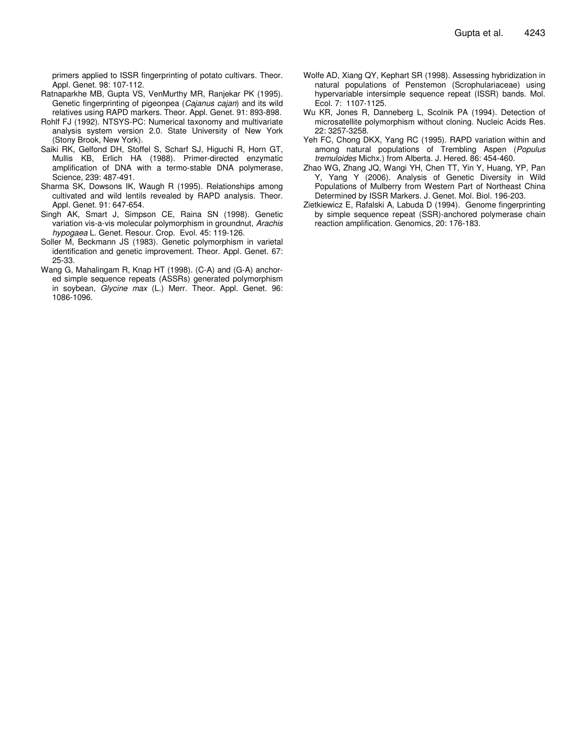primers applied to ISSR fingerprinting of potato cultivars. Theor. Appl. Genet. 98: 107-112.

Ratnaparkhe MB, Gupta VS, VenMurthy MR, Ranjekar PK (1995). Genetic fingerprinting of pigeonpea (*Cajanus cajan*) and its wild relatives using RAPD markers. Theor. Appl. Genet. 91: 893-898.

Rohlf FJ (1992). NTSYS-PC: Numerical taxonomy and multivariate analysis system version 2.0. State University of New York (Stony Brook, New York).

Saiki RK, Gelfond DH, Stoffel S, Scharf SJ, Higuchi R, Horn GT, Mullis KB, Erlich HA (1988). Primer-directed enzymatic amplification of DNA with a termo-stable DNA polymerase, Science, 239: 487-491.

Sharma SK, Dowsons IK, Waugh R (1995). Relationships among cultivated and wild lentils revealed by RAPD analysis. Theor. Appl. Genet. 91: 647-654.

Singh AK, Smart J, Simpson CE, Raina SN (1998). Genetic variation vis-a-vis molecular polymorphism in groundnut, *Arachis hypogaea* L. Genet. Resour. Crop. Evol. 45: 119-126.

Soller M, Beckmann JS (1983). Genetic polymorphism in varietal identification and genetic improvement. Theor. Appl. Genet. 67: 25-33.

Wang G, Mahalingam R, Knap HT (1998). (C-A) and (G-A) anchored simple sequence repeats (ASSRs) generated polymorphism in soybean, *Glycine max* (L.) Merr. Theor. Appl. Genet. 96: 1086-1096.

Wolfe AD, Xiang QY, Kephart SR (1998). Assessing hybridization in natural populations of Penstemon (Scrophulariaceae) using hypervariable intersimple sequence repeat (ISSR) bands. Mol. Ecol. 7: 1107-1125.

Wu KR, Jones R, Danneberg L, Scolnik PA (1994). Detection of microsatellite polymorphism without cloning. Nucleic Acids Res. 22: 3257-3258.

Yeh FC, Chong DKX, Yang RC (1995). RAPD variation within and among natural populations of Trembling Aspen (*Populus tremuloides* Michx.) from Alberta. J. Hered. 86: 454-460.

Zhao WG, Zhang JQ, Wangi YH, Chen TT, Yin Y, Huang, YP, Pan Y, Yang Y (2006). Analysis of Genetic Diversity in Wild Populations of Mulberry from Western Part of Northeast China Determined by ISSR Markers. J. Genet. Mol. Biol. 196-203.

Zietkiewicz E, Rafalski A, Labuda D (1994). Genome fingerprinting by simple sequence repeat (SSR)-anchored polymerase chain reaction amplification. Genomics, 20: 176-183.